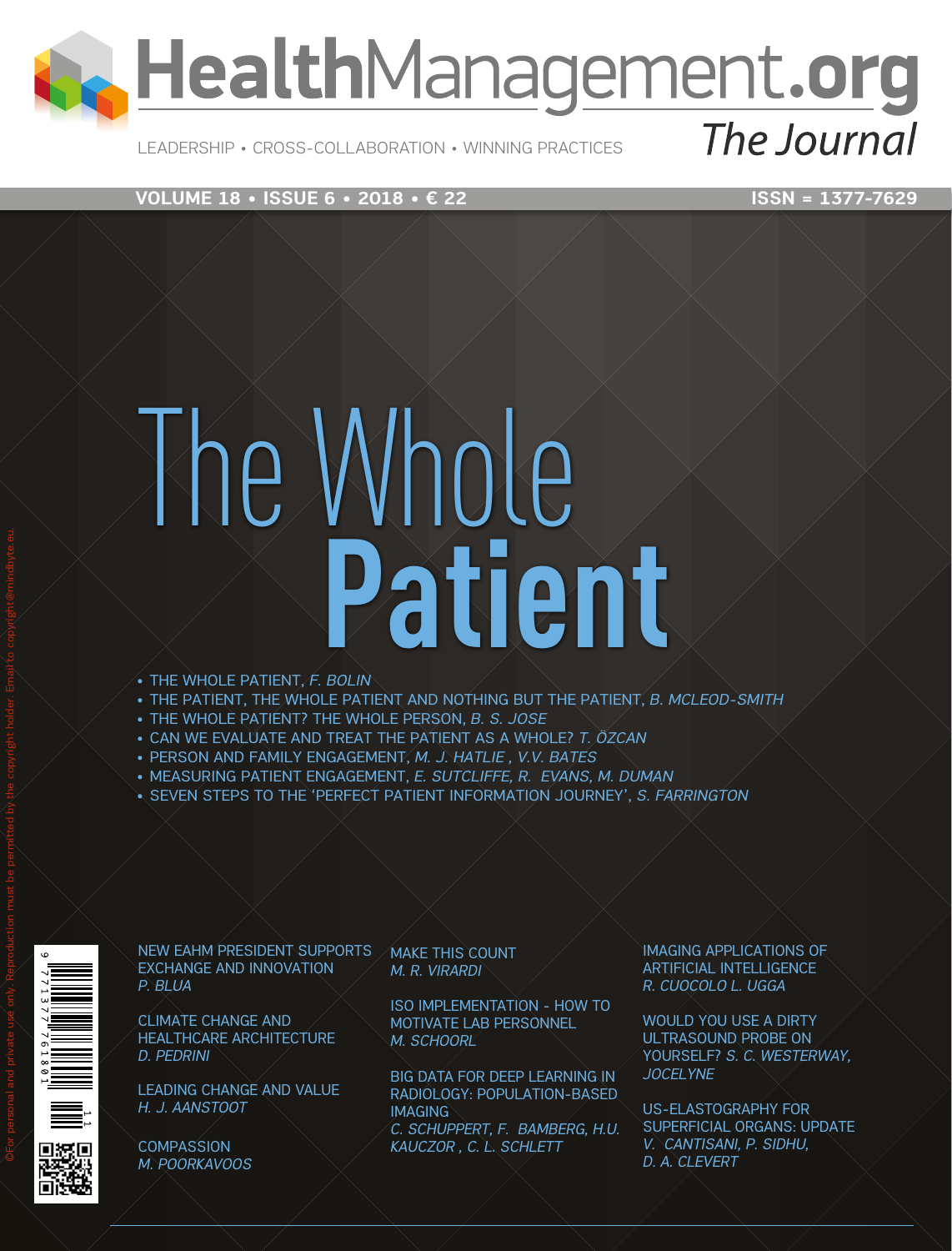# HealthManagement.org

LEADERSHIP • CROSS-COLLABORATION • WINNING PRACTICES

*The Journal*

VOLUME 18 • ISSUE 6 • 2018 • € 22

ISSN = 1377-7629

# The Whole Patient

- THE WHOLE PATIENT, *F. BOLIN*
- THE PATIENT, THE WHOLE PATIENT AND NOTHING BUT THE PATIENT, *B. MCLEOD-SMITH*
- THE WHOLE PATIENT? THE WHOLE PERSON, *B. S. JOSE*
- CAN WE EVALUATE AND TREAT THE PATIENT AS A WHOLE? *T. ÖZCAN*
- PERSON AND FAMILY ENGAGEMENT, *M. J. HATLIE , V.V. BATES*
- MEASURING PATIENT ENGAGEMENT, *E. SUTCLIFFE, R. EVANS, M. DUMAN*
- SEVEN STEPS TO THE 'PERFECT PATIENT INFORMATION JOURNEY', *S. FARRINGTON*

NEW EAHM PRESIDENT SUPPORTS EXCHANGE AND INNOVATION
*P. BLUA*

CLIMATE CHANGE AND HEALTHCARE ARCHITECTURE
*D. PEDRINI*

LEADING CHANGE AND VALUE
*H. J. AANSTOOT*

COMPASSION
*M. POORKAVOOS*

MAKE THIS COUNT
*M. R. VIRARDI*

ISO IMPLEMENTATION - HOW TO MOTIVATE LAB PERSONNEL
*M. SCHOORL*

BIG DATA FOR DEEP LEARNING IN RADIOLOGY: POPULATION-BASED IMAGING
*C. SCHUPPERT, F. BAMBERG, H.U. KAUCZOR , C. L. SCHLETT*

IMAGING APPLICATIONS OF ARTIFICIAL INTELLIGENCE
*R. CUOCOLO L. UGGA*

WOULD YOU USE A DIRTY ULTRASOUND PROBE ON YOURSELF? *S. C. WESTERWAY, JOCELYNE*

US-ELASTOGRAPHY FOR SUPERFICIAL ORGANS: UPDATE
*V. CANTISANI, P. SIDHU, D. A. CLEVERT*

©For personal and private use only. Reproduction must be permitted by the copyright holder. Email to copyright@mindbyte.eu.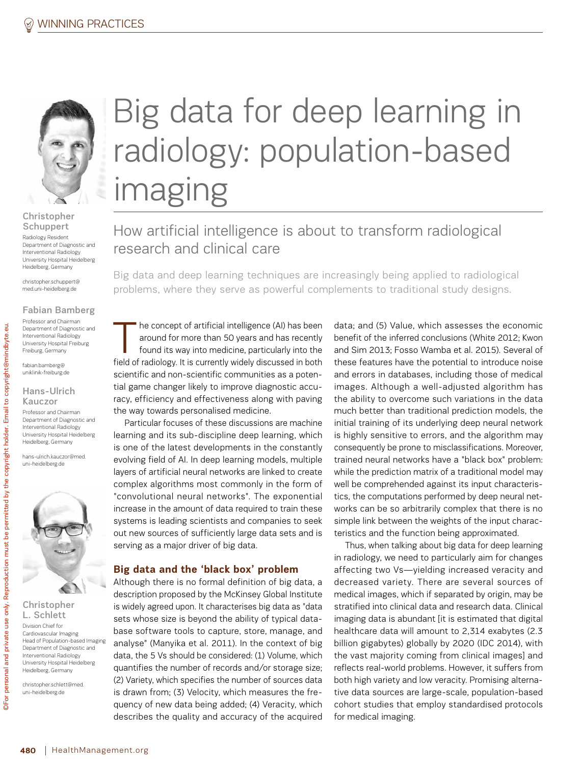# Big data for deep learning in radiology: population-based imaging

## How artificial intelligence is about to transform radiological research and clinical care

Big data and deep learning techniques are increasingly being applied to radiological problems, where they serve as powerful complements to traditional study designs.

**Christopher Schuppert**
Radiology Resident
Department of Diagnostic and Interventional Radiology
University Hospital Heidelberg
Heidelberg, Germany

christopher.schuppert@med.uni-heidelberg.de

**Fabian Bamberg**
Professor and Chairman
Department of Diagnostic and Interventional Radiology
University Hospital Freiburg
Freiburg, Germany

fabian.bamberg@uniklinik-freiburg.de

**Hans-Ulrich Kauczor**
Professor and Chairman
Department of Diagnostic and Interventional Radiology
University Hospital Heidelberg
Heidelberg, Germany

hans-ulrich.kauczor@med.uni-heidelberg.de

**Christopher L. Schlett**
Division Chief for Cardiovascular Imaging
Head of Population-based Imaging
Department of Diagnostic and Interventional Radiology
University Hospital Heidelberg
Heidelberg, Germany

christopher.schlett@med.uni-heidelberg.de

The concept of artificial intelligence (AI) has been around for more than 50 years and has recently found its way into medicine, particularly into the field of radiology. It is currently widely discussed in both scientific and non-scientific communities as a potential game changer likely to improve diagnostic accuracy, efficiency and effectiveness along with paving the way towards personalised medicine.

Particular focuses of these discussions are machine learning and its sub-discipline deep learning, which is one of the latest developments in the constantly evolving field of AI. In deep learning models, multiple layers of artificial neural networks are linked to create complex algorithms most commonly in the form of "convolutional neural networks". The exponential increase in the amount of data required to train these systems is leading scientists and companies to seek out new sources of sufficiently large data sets and is serving as a major driver of big data.

### Big data and the 'black box' problem

Although there is no formal definition of big data, a description proposed by the McKinsey Global Institute is widely agreed upon. It characterises big data as "data sets whose size is beyond the ability of typical database software tools to capture, store, manage, and analyse" (Manyika et al. 2011). In the context of big data, the 5 Vs should be considered: (1) Volume, which quantifies the number of records and/or storage size; (2) Variety, which specifies the number of sources data is drawn from; (3) Velocity, which measures the frequency of new data being added; (4) Veracity, which describes the quality and accuracy of the acquired data; and (5) Value, which assesses the economic benefit of the inferred conclusions (White 2012; Kwon and Sim 2013; Fosso Wamba et al. 2015). Several of these features have the potential to introduce noise and errors in databases, including those of medical images. Although a well-adjusted algorithm has the ability to overcome such variations in the data much better than traditional prediction models, the initial training of its underlying deep neural network is highly sensitive to errors, and the algorithm may consequently be prone to misclassifications. Moreover, trained neural networks have a "black box" problem: while the prediction matrix of a traditional model may well be comprehended against its input characteristics, the computations performed by deep neural networks can be so arbitrarily complex that there is no simple link between the weights of the input characteristics and the function being approximated.

Thus, when talking about big data for deep learning in radiology, we need to particularly aim for changes affecting two Vs—yielding increased veracity and decreased variety. There are several sources of medical images, which if separated by origin, may be stratified into clinical data and research data. Clinical imaging data is abundant [it is estimated that digital healthcare data will amount to 2,314 exabytes (2.3 billion gigabytes) globally by 2020 (IDC 2014), with the vast majority coming from clinical images] and reflects real-world problems. However, it suffers from both high variety and low veracity. Promising alternative data sources are large-scale, population-based cohort studies that employ standardised protocols for medical imaging.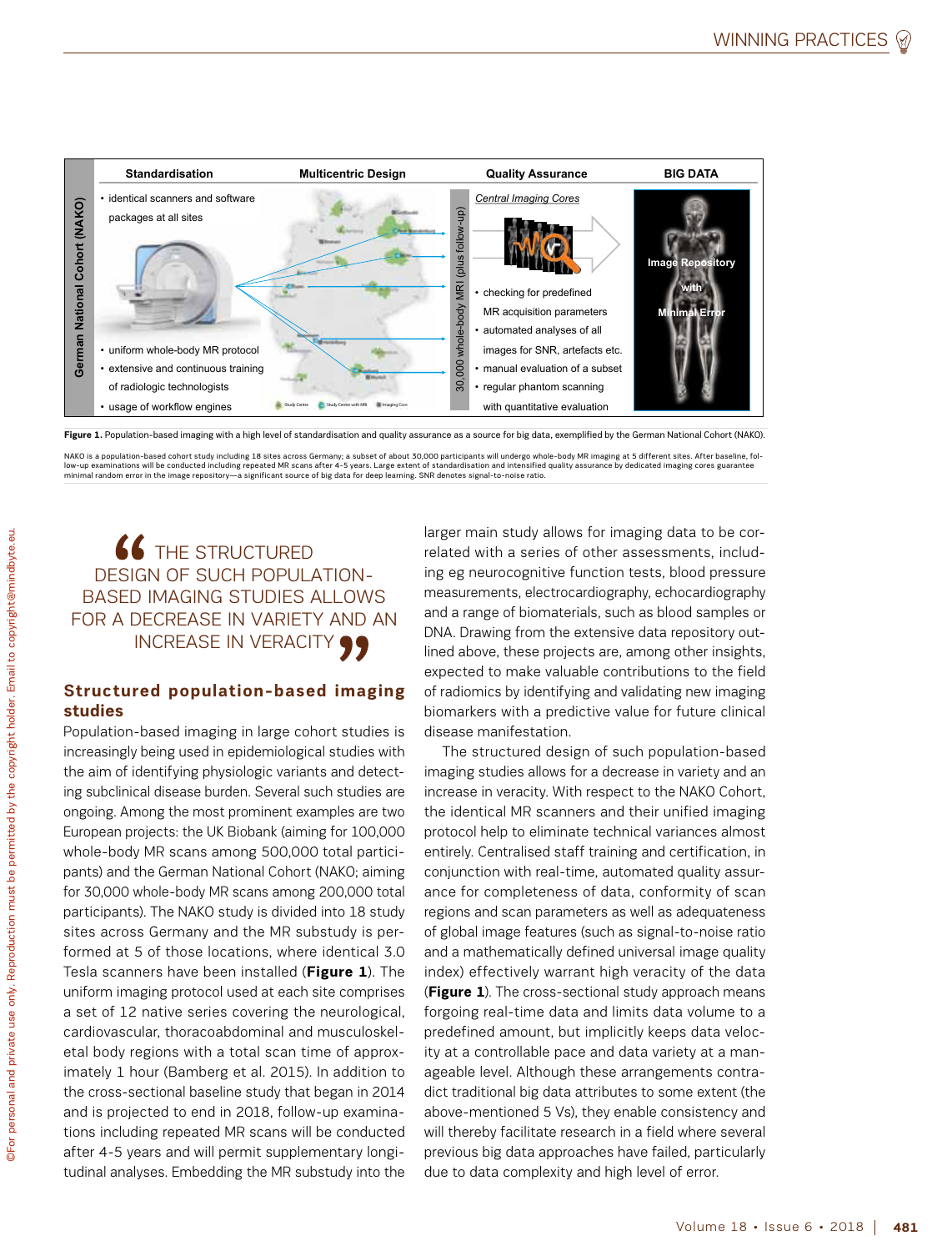**Figure 1.** Population-based imaging with a high level of standardisation and quality assurance as a source for big data, exemplified by the German National Cohort (NAKO).

NAKO is a population-based cohort study including 18 sites across Germany; a subset of about 30,000 participants will undergo whole-body MR imaging at 5 different sites. After baseline, follow-up examinations will be conducted including repeated MR scans after 4-5 years. Large extent of standardisation and intensified quality assurance by dedicated imaging cores guarantee minimal random error in the image repository—a significant source of big data for deep learning. SNR denotes signal-to-noise ratio.

> "THE STRUCTURED DESIGN OF SUCH POPULATION-BASED IMAGING STUDIES ALLOWS FOR A DECREASE IN VARIETY AND AN INCREASE IN VERACITY"

## Structured population-based imaging studies

Population-based imaging in large cohort studies is increasingly being used in epidemiological studies with the aim of identifying physiologic variants and detecting subclinical disease burden. Several such studies are ongoing. Among the most prominent examples are two European projects: the UK Biobank (aiming for 100,000 whole-body MR scans among 500,000 total participants) and the German National Cohort (NAKO; aiming for 30,000 whole-body MR scans among 200,000 total participants). The NAKO study is divided into 18 study sites across Germany and the MR substudy is performed at 5 of those locations, where identical 3.0 Tesla scanners have been installed (**Figure 1**). The uniform imaging protocol used at each site comprises a set of 12 native series covering the neurological, cardiovascular, thoracoabdominal and musculoskeletal body regions with a total scan time of approximately 1 hour (Bamberg et al. 2015). In addition to the cross-sectional baseline study that began in 2014 and is projected to end in 2018, follow-up examinations including repeated MR scans will be conducted after 4-5 years and will permit supplementary longitudinal analyses. Embedding the MR substudy into the larger main study allows for imaging data to be correlated with a series of other assessments, including eg neurocognitive function tests, blood pressure measurements, electrocardiography, echocardiography and a range of biomaterials, such as blood samples or DNA. Drawing from the extensive data repository outlined above, these projects are, among other insights, expected to make valuable contributions to the field of radiomics by identifying and validating new imaging biomarkers with a predictive value for future clinical disease manifestation.

The structured design of such population-based imaging studies allows for a decrease in variety and an increase in veracity. With respect to the NAKO Cohort, the identical MR scanners and their unified imaging protocol help to eliminate technical variances almost entirely. Centralised staff training and certification, in conjunction with real-time, automated quality assurance for completeness of data, conformity of scan regions and scan parameters as well as adequateness of global image features (such as signal-to-noise ratio and a mathematically defined universal image quality index) effectively warrant high veracity of the data (**Figure 1**). The cross-sectional study approach means forgoing real-time data and limits data volume to a predefined amount, but implicitly keeps data velocity at a controllable pace and data variety at a manageable level. Although these arrangements contradict traditional big data attributes to some extent (the above-mentioned 5 Vs), they enable consistency and will thereby facilitate research in a field where several previous big data approaches have failed, particularly due to data complexity and high level of error.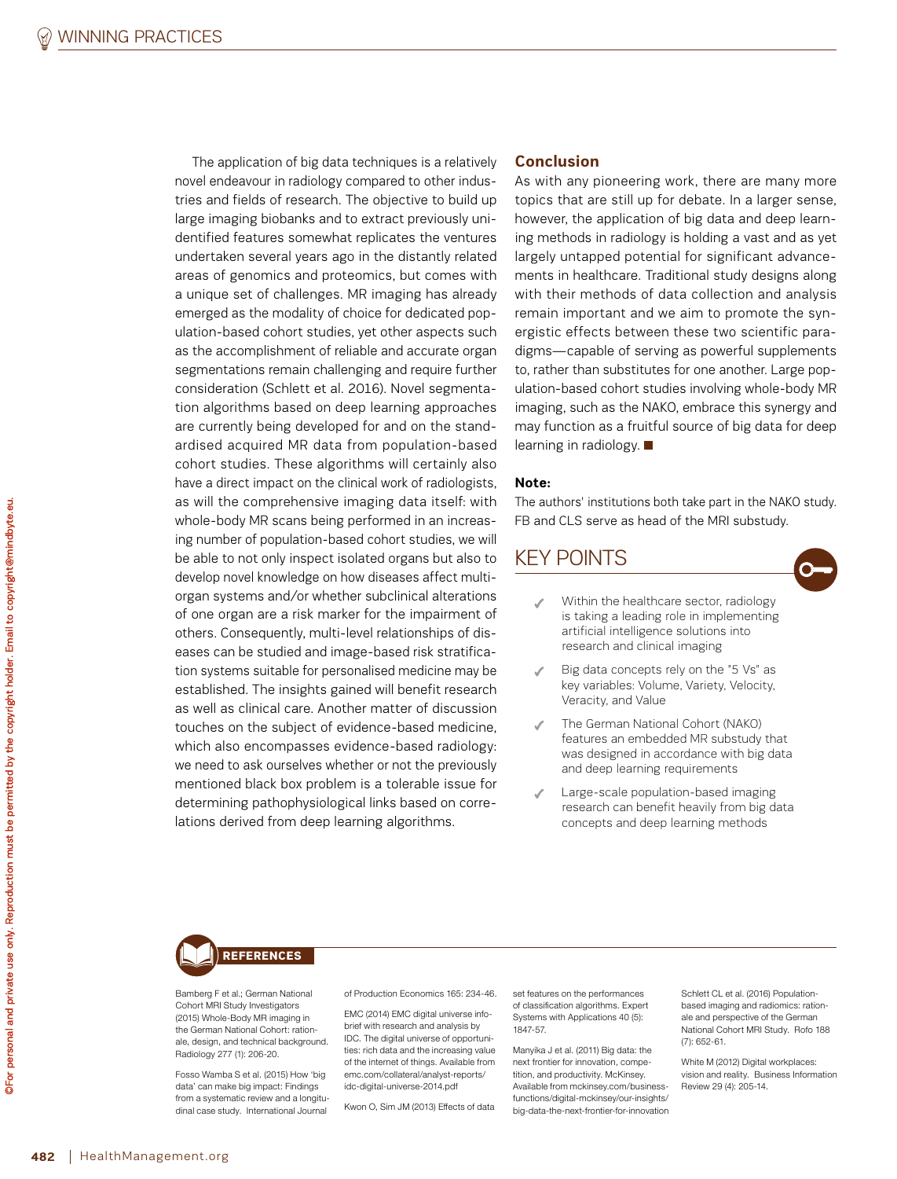The application of big data techniques is a relatively novel endeavour in radiology compared to other industries and fields of research. The objective to build up large imaging biobanks and to extract previously unidentified features somewhat replicates the ventures undertaken several years ago in the distantly related areas of genomics and proteomics, but comes with a unique set of challenges. MR imaging has already emerged as the modality of choice for dedicated population-based cohort studies, yet other aspects such as the accomplishment of reliable and accurate organ segmentations remain challenging and require further consideration (Schlett et al. 2016). Novel segmentation algorithms based on deep learning approaches are currently being developed for and on the standardised acquired MR data from population-based cohort studies. These algorithms will certainly also have a direct impact on the clinical work of radiologists, as will the comprehensive imaging data itself: with whole-body MR scans being performed in an increasing number of population-based cohort studies, we will be able to not only inspect isolated organs but also to develop novel knowledge on how diseases affect multi-organ systems and/or whether subclinical alterations of one organ are a risk marker for the impairment of others. Consequently, multi-level relationships of diseases can be studied and image-based risk stratification systems suitable for personalised medicine may be established. The insights gained will benefit research as well as clinical care. Another matter of discussion touches on the subject of evidence-based medicine, which also encompasses evidence-based radiology: we need to ask ourselves whether or not the previously mentioned black box problem is a tolerable issue for determining pathophysiological links based on correlations derived from deep learning algorithms.

## Conclusion

As with any pioneering work, there are many more topics that are still up for debate. In a larger sense, however, the application of big data and deep learning methods in radiology is holding a vast and as yet largely untapped potential for significant advancements in healthcare. Traditional study designs along with their methods of data collection and analysis remain important and we aim to promote the synergistic effects between these two scientific paradigms—capable of serving as powerful supplements to, rather than substitutes for one another. Large population-based cohort studies involving whole-body MR imaging, such as the NAKO, embrace this synergy and may function as a fruitful source of big data for deep learning in radiology. ■

**Note:**

The authors' institutions both take part in the NAKO study. FB and CLS serve as head of the MRI substudy.

## KEY POINTS

- Within the healthcare sector, radiology is taking a leading role in implementing artificial intelligence solutions into research and clinical imaging
- Big data concepts rely on the "5 Vs" as key variables: Volume, Variety, Velocity, Veracity, and Value
- The German National Cohort (NAKO) features an embedded MR substudy that was designed in accordance with big data and deep learning requirements
- Large-scale population-based imaging research can benefit heavily from big data concepts and deep learning methods

## REFERENCES

Bamberg F et al.; German National Cohort MRI Study Investigators (2015) Whole-Body MR imaging in the German National Cohort: rationale, design, and technical background. Radiology 277 (1): 206-20.

Fosso Wamba S et al. (2015) How 'big data' can make big impact: Findings from a systematic review and a longitudinal case study. International Journal of Production Economics 165: 234-46.

EMC (2014) EMC digital universe infobrief with research and analysis by IDC. The digital universe of opportunities: rich data and the increasing value of the internet of things. Available from emc.com/collateral/analyst-reports/idc-digital-universe-2014.pdf

Kwon O, Sim JM (2013) Effects of data set features on the performances of classification algorithms. Expert Systems with Applications 40 (5): 1847-57.

Manyika J et al. (2011) Big data: the next frontier for innovation, competition, and productivity. McKinsey. Available from mckinsey.com/business-functions/digital-mckinsey/our-insights/big-data-the-next-frontier-for-innovation

Schlett CL et al. (2016) Population-based imaging and radiomics: rationale and perspective of the German National Cohort MRI Study. Rofo 188 (7): 652-61.

White M (2012) Digital workplaces: vision and reality. Business Information Review 29 (4): 205-14.